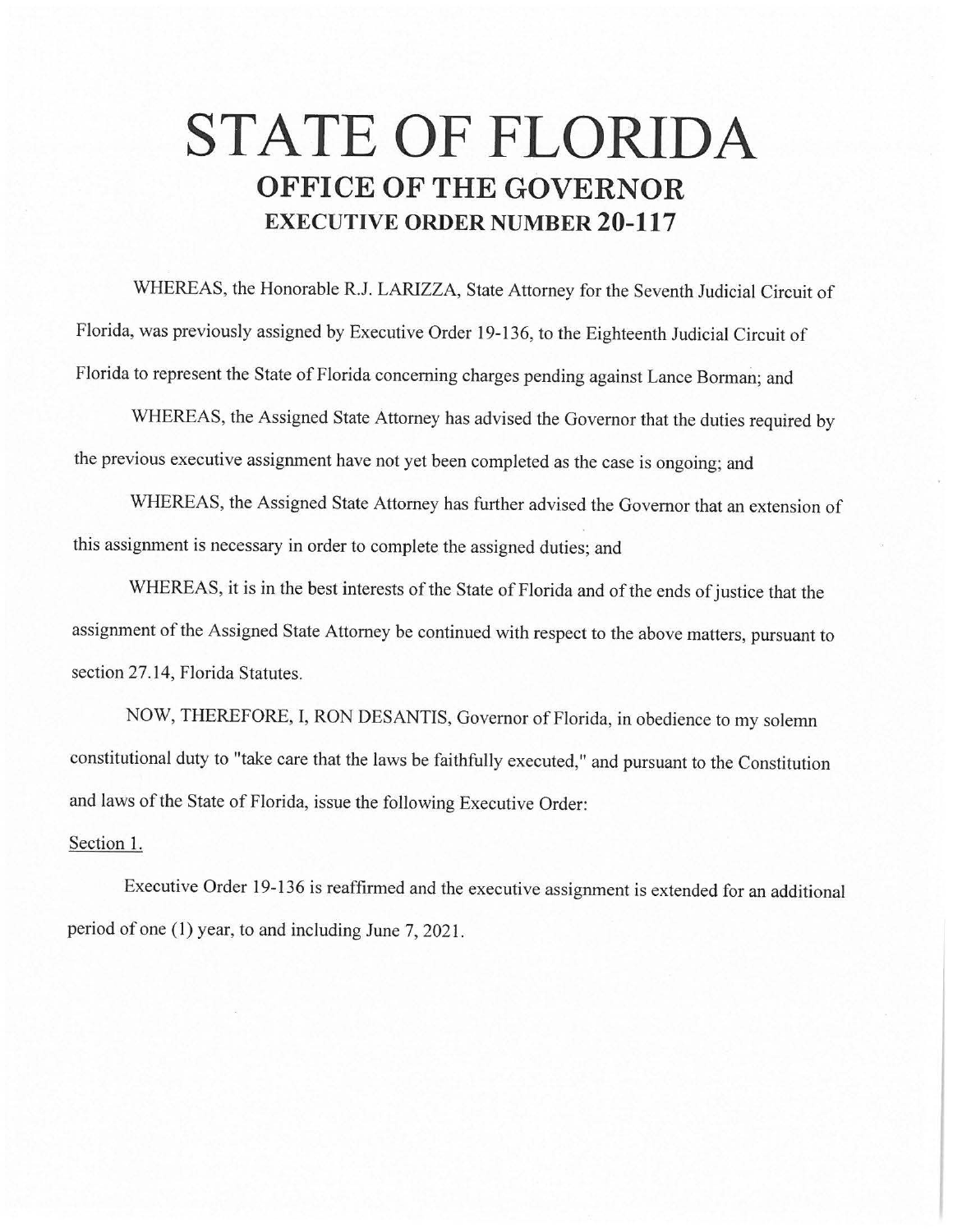# STATE OF FLORIDA

## OFFICE OF THE GOVERNOR

### EXECUTIVE ORDER NUMBER 20-117

WHEREAS, the Honorable R.J. LARIZZA, State Attorney for the Seventh Judicial Circuit of Florida, was previously assigned by Executive Order 19-136, to the Eighteenth Judicial Circuit of Florida to represent the State of Florida concerning charges pending against Lance Borman; and

WHEREAS, the Assigned State Attorney has advised the Governor that the duties required by the previous executive assignment have not yet been completed as the case is ongoing; and

WHEREAS, the Assigned State Attorney has further advised the Governor that an extension of this assignment is necessary in order to complete the assigned duties; and

WHEREAS, it is in the best interests of the State of Florida and of the ends of justice that the assignment of the Assigned State Attorney be continued with respect to the above matters, pursuant to section 27.14, Florida Statutes.

NOW, THEREFORE, I, RON DESANTIS, Governor of Florida, in obedience to my solemn constitutional duty to "take care that the laws be faithfully executed," and pursuant to the Constitution and laws of the State of Florida, issue the following Executive Order:

Section 1.

Executive Order 19-136 is reaffirmed and the executive assignment is extended for an additional period of one (1) year, to and including June 7, 2021.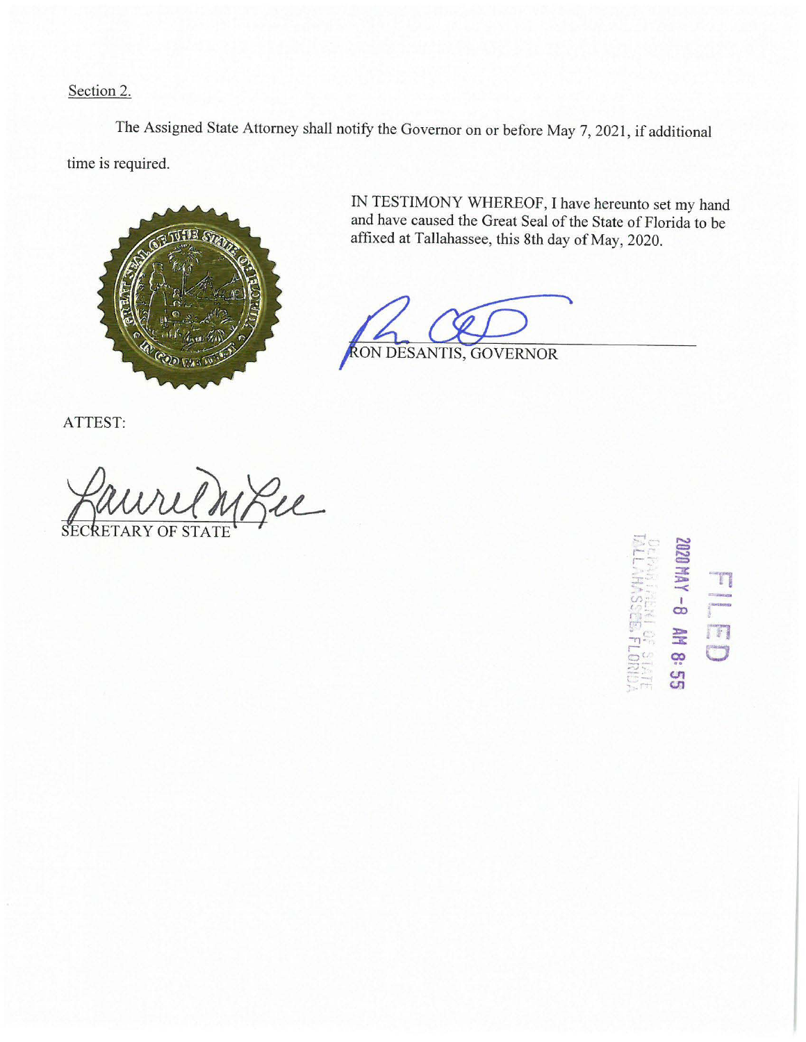Section 2.

The Assigned State Attorney shall notify the Governor on or before May 7, 2021, if additional time is required.

IN TESTIMONY WHEREOF, I have hereunto set my hand and have caused the Great Seal of the State of Florida to be affixed at Tallahassee, this 8th day of May, 2020.

RON DESANTIS, GOVERNOR

ATTEST:

SECRETARY OF STATE

FILED

2020 MAY -8 AM 8:55

DEPARTMENT OF STATE
TALLAHASSEE, FLORIDA